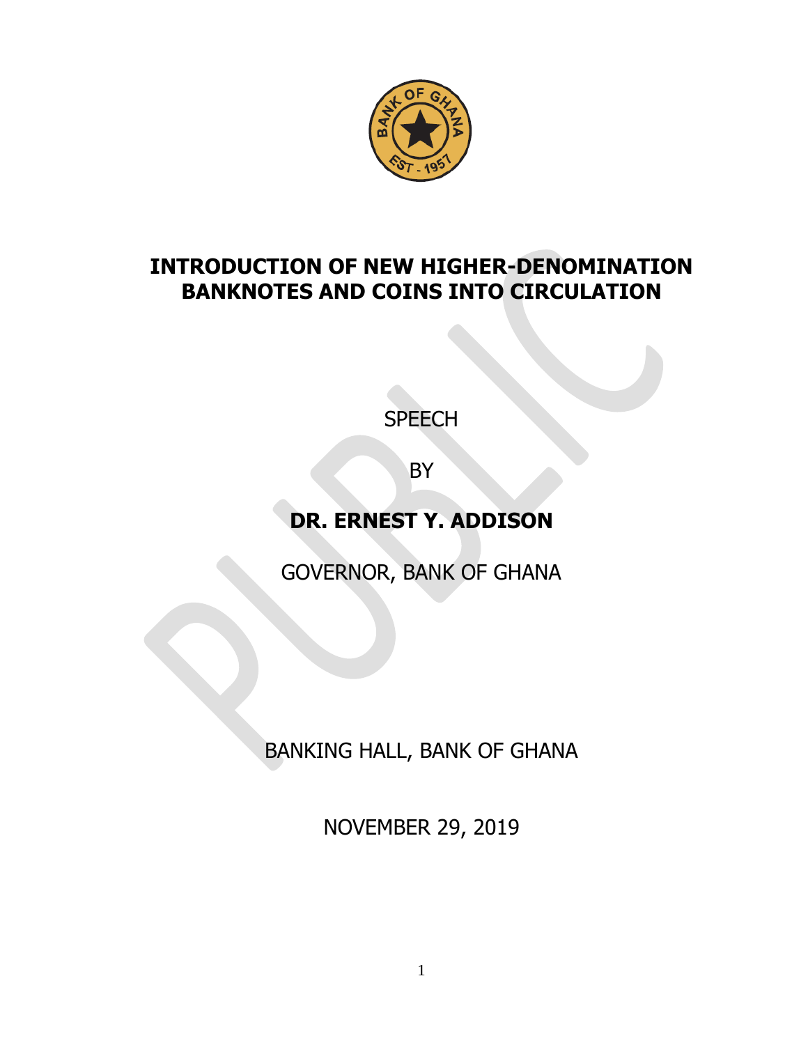# INTRODUCTION OF NEW HIGHER-DENOMINATION BANKNOTES AND COINS INTO CIRCULATION

SPEECH

BY

**DR. ERNEST Y. ADDISON**

GOVERNOR, BANK OF GHANA

BANKING HALL, BANK OF GHANA

NOVEMBER 29, 2019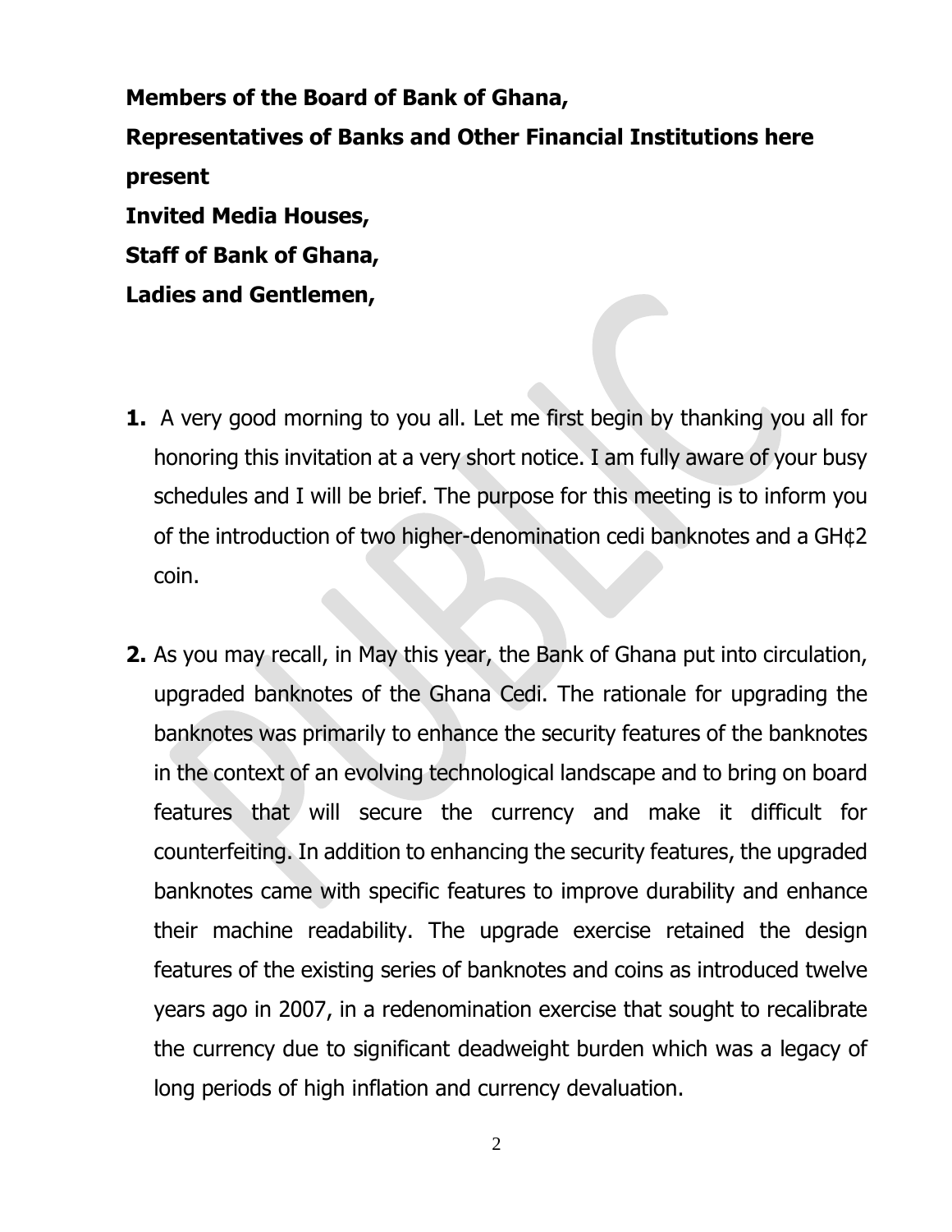**Members of the Board of Bank of Ghana,**

**Representatives of Banks and Other Financial Institutions here present**

**Invited Media Houses,**

**Staff of Bank of Ghana,**

**Ladies and Gentlemen,**

1. A very good morning to you all. Let me first begin by thanking you all for honoring this invitation at a very short notice. I am fully aware of your busy schedules and I will be brief. The purpose for this meeting is to inform you of the introduction of two higher-denomination cedi banknotes and a GH¢2 coin.

2. As you may recall, in May this year, the Bank of Ghana put into circulation, upgraded banknotes of the Ghana Cedi. The rationale for upgrading the banknotes was primarily to enhance the security features of the banknotes in the context of an evolving technological landscape and to bring on board features that will secure the currency and make it difficult for counterfeiting. In addition to enhancing the security features, the upgraded banknotes came with specific features to improve durability and enhance their machine readability. The upgrade exercise retained the design features of the existing series of banknotes and coins as introduced twelve years ago in 2007, in a redenomination exercise that sought to recalibrate the currency due to significant deadweight burden which was a legacy of long periods of high inflation and currency devaluation.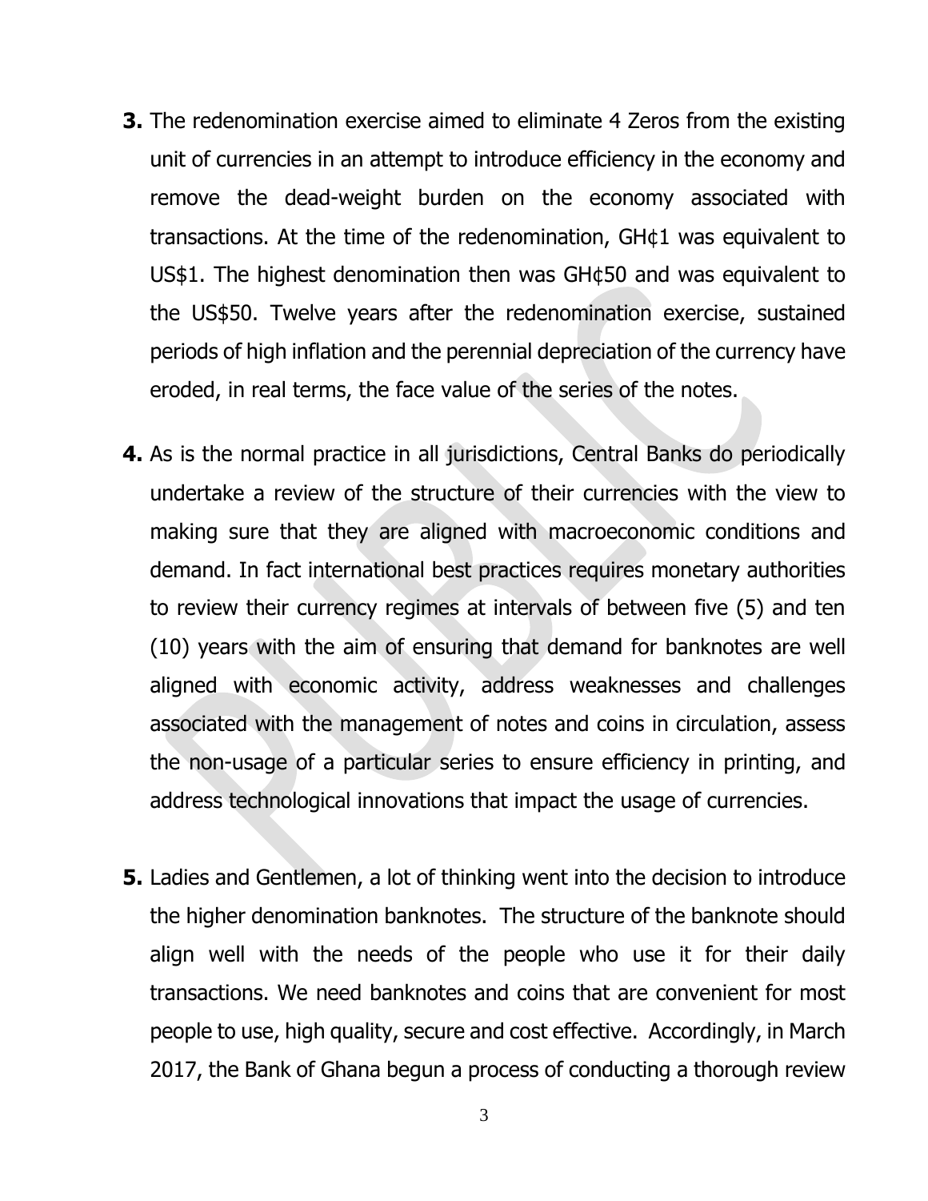**3.** The redenomination exercise aimed to eliminate 4 Zeros from the existing unit of currencies in an attempt to introduce efficiency in the economy and remove the dead-weight burden on the economy associated with transactions. At the time of the redenomination, GH¢1 was equivalent to US$1. The highest denomination then was GH¢50 and was equivalent to the US$50. Twelve years after the redenomination exercise, sustained periods of high inflation and the perennial depreciation of the currency have eroded, in real terms, the face value of the series of the notes.

**4.** As is the normal practice in all jurisdictions, Central Banks do periodically undertake a review of the structure of their currencies with the view to making sure that they are aligned with macroeconomic conditions and demand. In fact international best practices requires monetary authorities to review their currency regimes at intervals of between five (5) and ten (10) years with the aim of ensuring that demand for banknotes are well aligned with economic activity, address weaknesses and challenges associated with the management of notes and coins in circulation, assess the non-usage of a particular series to ensure efficiency in printing, and address technological innovations that impact the usage of currencies.

**5.** Ladies and Gentlemen, a lot of thinking went into the decision to introduce the higher denomination banknotes. The structure of the banknote should align well with the needs of the people who use it for their daily transactions. We need banknotes and coins that are convenient for most people to use, high quality, secure and cost effective. Accordingly, in March 2017, the Bank of Ghana begun a process of conducting a thorough review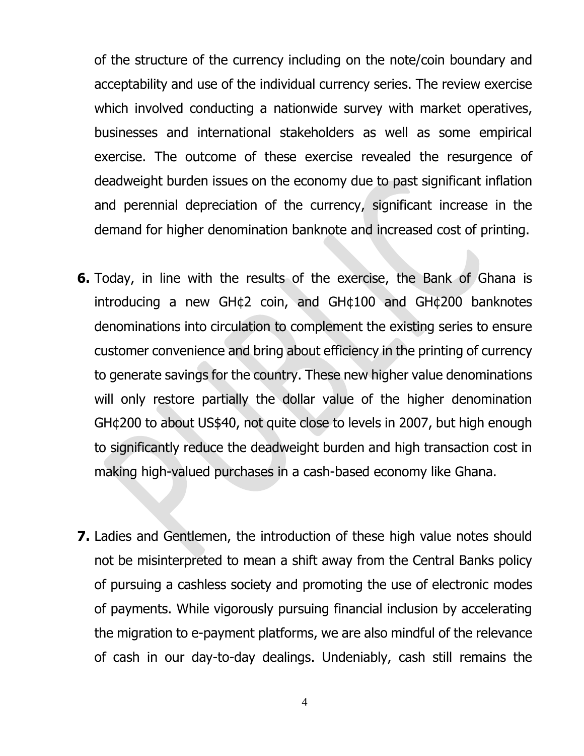of the structure of the currency including on the note/coin boundary and acceptability and use of the individual currency series. The review exercise which involved conducting a nationwide survey with market operatives, businesses and international stakeholders as well as some empirical exercise. The outcome of these exercise revealed the resurgence of deadweight burden issues on the economy due to past significant inflation and perennial depreciation of the currency, significant increase in the demand for higher denomination banknote and increased cost of printing.

**6.** Today, in line with the results of the exercise, the Bank of Ghana is introducing a new GH¢2 coin, and GH¢100 and GH¢200 banknotes denominations into circulation to complement the existing series to ensure customer convenience and bring about efficiency in the printing of currency to generate savings for the country. These new higher value denominations will only restore partially the dollar value of the higher denomination GH¢200 to about US$40, not quite close to levels in 2007, but high enough to significantly reduce the deadweight burden and high transaction cost in making high-valued purchases in a cash-based economy like Ghana.

**7.** Ladies and Gentlemen, the introduction of these high value notes should not be misinterpreted to mean a shift away from the Central Banks policy of pursuing a cashless society and promoting the use of electronic modes of payments. While vigorously pursuing financial inclusion by accelerating the migration to e-payment platforms, we are also mindful of the relevance of cash in our day-to-day dealings. Undeniably, cash still remains the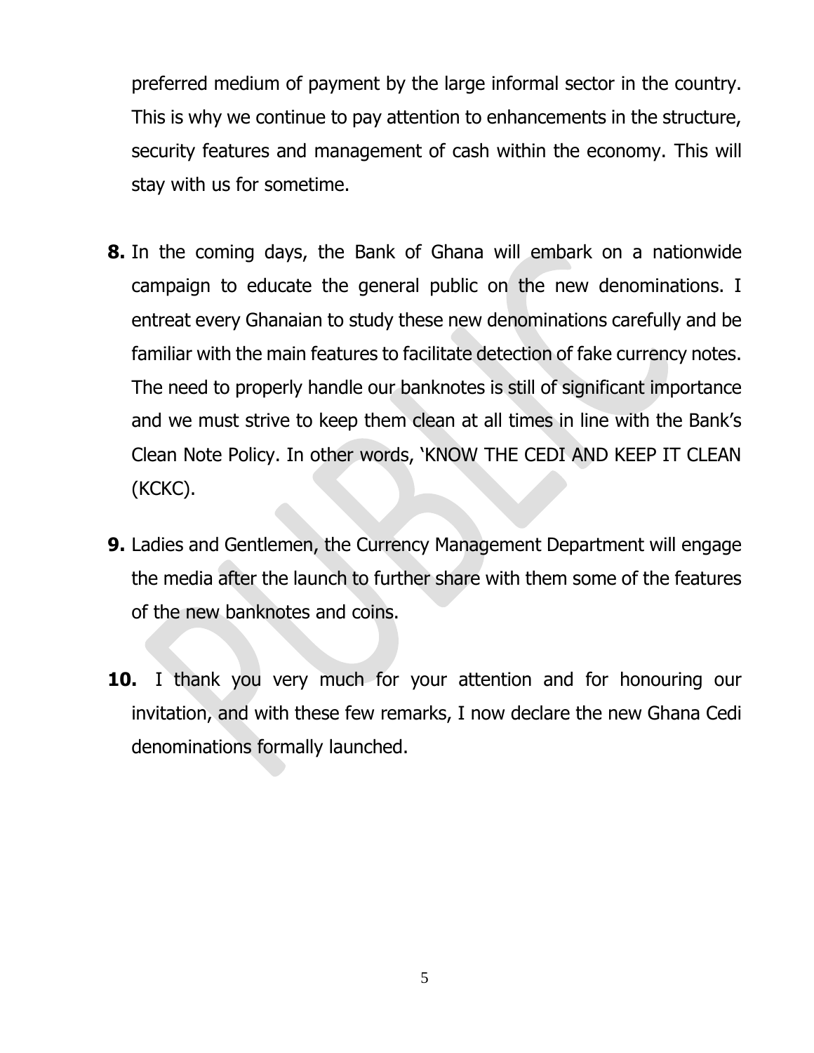preferred medium of payment by the large informal sector in the country. This is why we continue to pay attention to enhancements in the structure, security features and management of cash within the economy. This will stay with us for sometime.

**8.** In the coming days, the Bank of Ghana will embark on a nationwide campaign to educate the general public on the new denominations. I entreat every Ghanaian to study these new denominations carefully and be familiar with the main features to facilitate detection of fake currency notes. The need to properly handle our banknotes is still of significant importance and we must strive to keep them clean at all times in line with the Bank's Clean Note Policy. In other words, 'KNOW THE CEDI AND KEEP IT CLEAN (KCKC).

**9.** Ladies and Gentlemen, the Currency Management Department will engage the media after the launch to further share with them some of the features of the new banknotes and coins.

**10.** I thank you very much for your attention and for honouring our invitation, and with these few remarks, I now declare the new Ghana Cedi denominations formally launched.